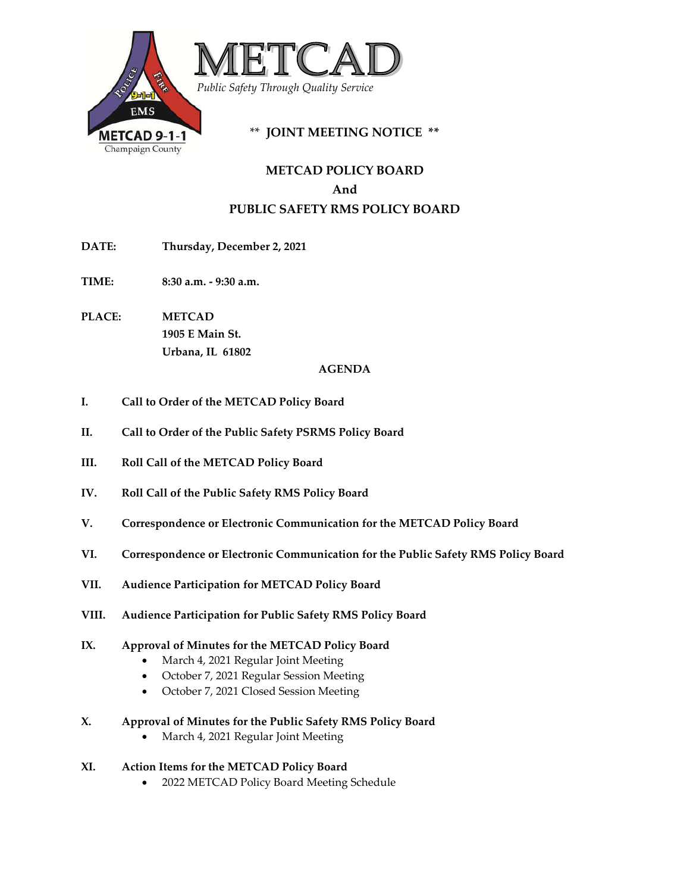# METCAD

*Public Safety Through Quality Service*

METCAD 9-1-1
Champaign County

**\*\* JOINT MEETING NOTICE \*\***

## METCAD POLICY BOARD
## And
## PUBLIC SAFETY RMS POLICY BOARD

**DATE:** **Thursday, December 2, 2021**

**TIME:** **8:30 a.m. - 9:30 a.m.**

**PLACE:** **METCAD**
**1905 E Main St.**
**Urbana, IL 61802**

**AGENDA**

**I. Call to Order of the METCAD Policy Board**

**II. Call to Order of the Public Safety PSRMS Policy Board**

**III. Roll Call of the METCAD Policy Board**

**IV. Roll Call of the Public Safety RMS Policy Board**

**V. Correspondence or Electronic Communication for the METCAD Policy Board**

**VI. Correspondence or Electronic Communication for the Public Safety RMS Policy Board**

**VII. Audience Participation for METCAD Policy Board**

**VIII. Audience Participation for Public Safety RMS Policy Board**

**IX. Approval of Minutes for the METCAD Policy Board**
- March 4, 2021 Regular Joint Meeting
- October 7, 2021 Regular Session Meeting
- October 7, 2021 Closed Session Meeting

**X. Approval of Minutes for the Public Safety RMS Policy Board**
- March 4, 2021 Regular Joint Meeting

**XI. Action Items for the METCAD Policy Board**
- 2022 METCAD Policy Board Meeting Schedule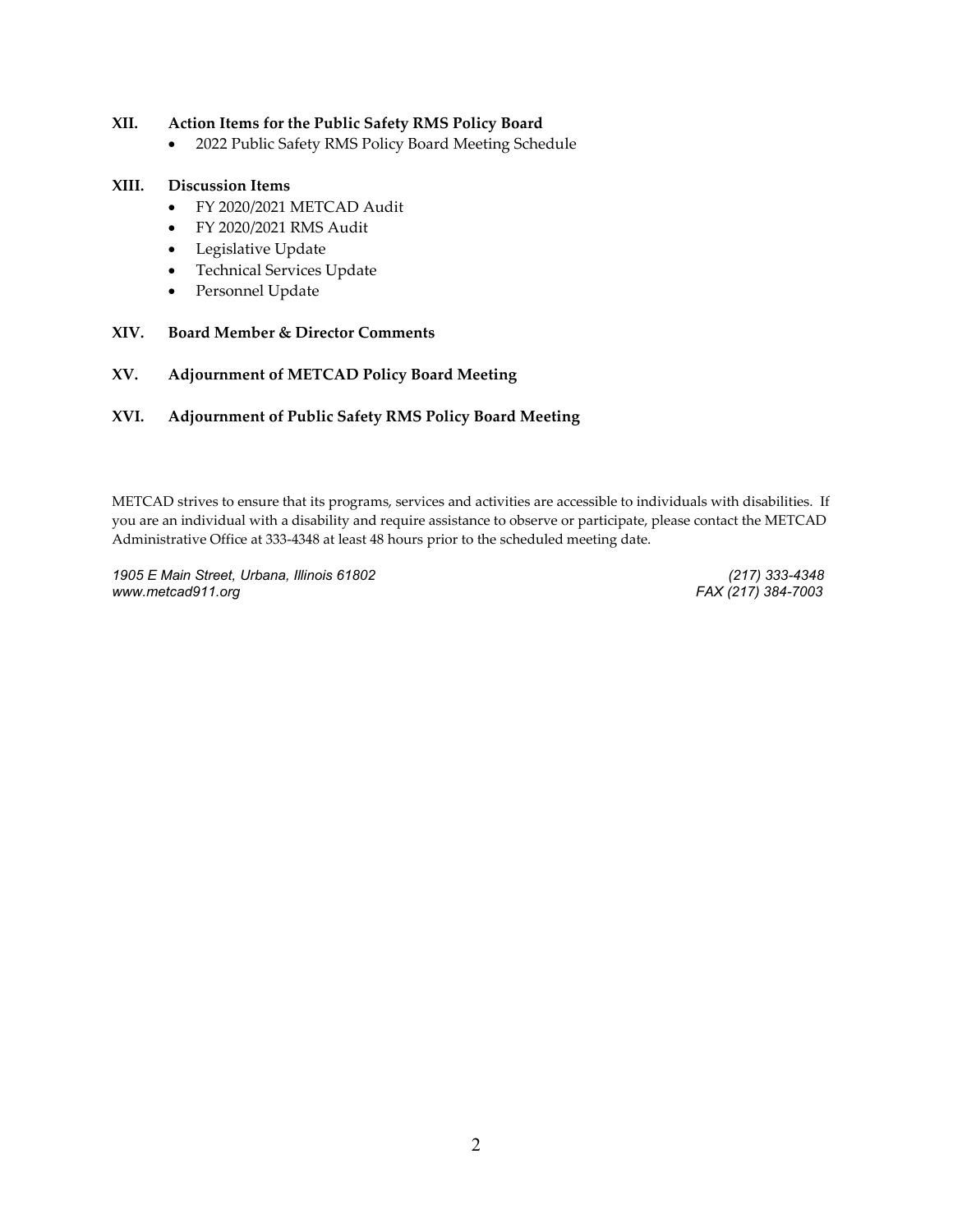**XII. Action Items for the Public Safety RMS Policy Board**

- 2022 Public Safety RMS Policy Board Meeting Schedule

**XIII. Discussion Items**

- FY 2020/2021 METCAD Audit
- FY 2020/2021 RMS Audit
- Legislative Update
- Technical Services Update
- Personnel Update

**XIV. Board Member & Director Comments**

**XV. Adjournment of METCAD Policy Board Meeting**

**XVI. Adjournment of Public Safety RMS Policy Board Meeting**

METCAD strives to ensure that its programs, services and activities are accessible to individuals with disabilities. If you are an individual with a disability and require assistance to observe or participate, please contact the METCAD Administrative Office at 333-4348 at least 48 hours prior to the scheduled meeting date.

*1905 E Main Street, Urbana, Illinois 61802* *(217) 333-4348*
*www.metcad911.org* *FAX (217) 384-7003*